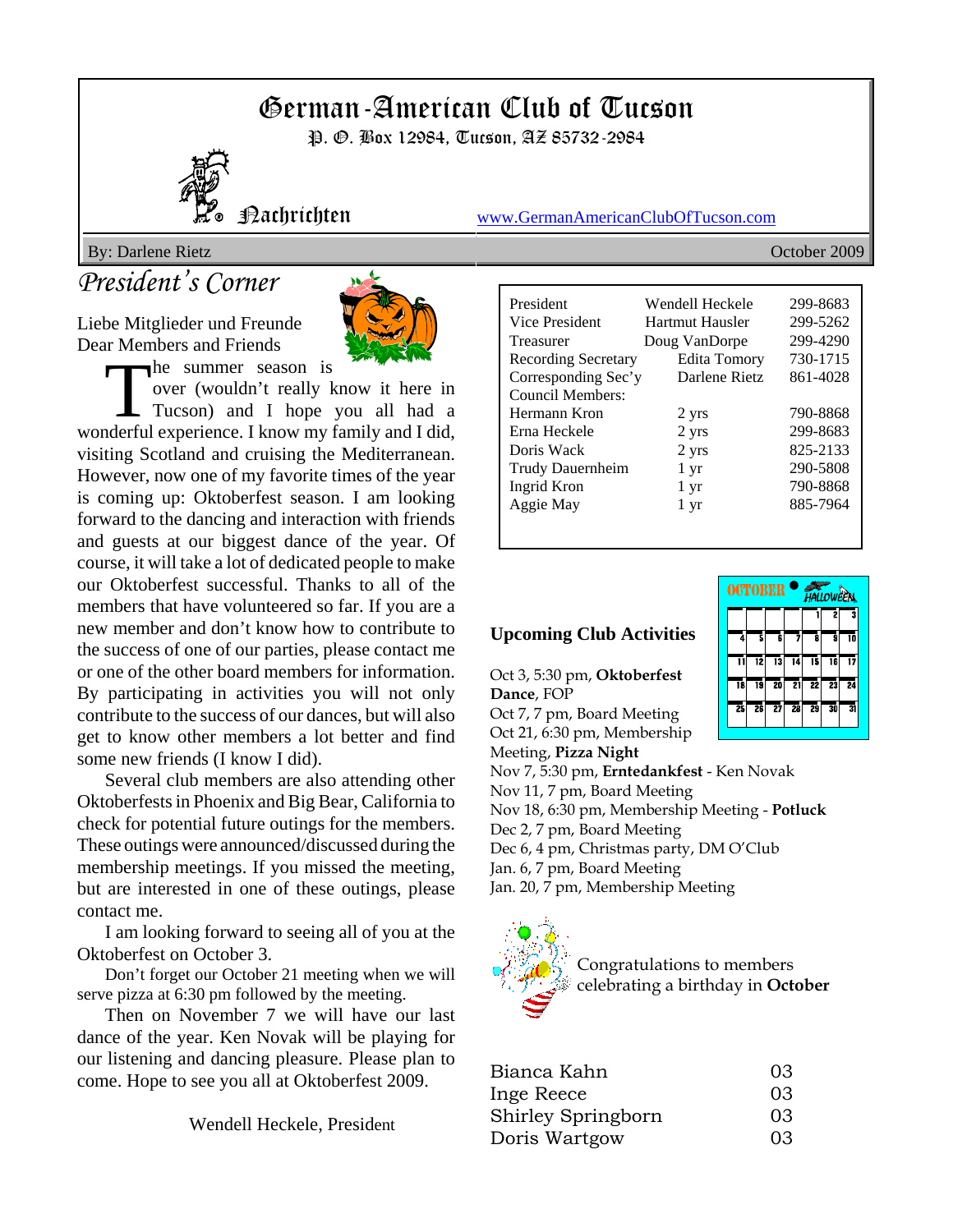# German-American Club of Tucson

P. O. Box 12984, Tucson, AZ 85732-2984

Nachrichten

www.GermanAmericanClubOfTucson.com

By: Darlene Rietz

October 2009

## President's Corner

Liebe Mitglieder und Freunde
Dear Members and Friends

The summer season is over (wouldn't really know it here in Tucson) and I hope you all had a wonderful experience. I know my family and I did, visiting Scotland and cruising the Mediterranean. However, now one of my favorite times of the year is coming up: Oktoberfest season. I am looking forward to the dancing and interaction with friends and guests at our biggest dance of the year. Of course, it will take a lot of dedicated people to make our Oktoberfest successful. Thanks to all of the members that have volunteered so far. If you are a new member and don't know how to contribute to the success of one of our parties, please contact me or one of the other board members for information. By participating in activities you will not only contribute to the success of our dances, but will also get to know other members a lot better and find some new friends (I know I did).

Several club members are also attending other Oktoberfests in Phoenix and Big Bear, California to check for potential future outings for the members. These outings were announced/discussed during the membership meetings. If you missed the meeting, but are interested in one of these outings, please contact me.

I am looking forward to seeing all of you at the Oktoberfest on October 3.

Don't forget our October 21 meeting when we will serve pizza at 6:30 pm followed by the meeting.

Then on November 7 we will have our last dance of the year. Ken Novak will be playing for our listening and dancing pleasure. Please plan to come. Hope to see you all at Oktoberfest 2009.

Wendell Heckele, President

| | | |
|---|---|---|
| President | Wendell Heckele | 299-8683 |
| Vice President | Hartmut Hausler | 299-5262 |
| Treasurer | Doug VanDorpe | 299-4290 |
| Recording Secretary | Edita Tomory | 730-1715 |
| Corresponding Sec'y | Darlene Rietz | 861-4028 |
| Council Members: | | |
| Hermann Kron | 2 yrs | 790-8868 |
| Erna Heckele | 2 yrs | 299-8683 |
| Doris Wack | 2 yrs | 825-2133 |
| Trudy Dauernheim | 1 yr | 290-5808 |
| Ingrid Kron | 1 yr | 790-8868 |
| Aggie May | 1 yr | 885-7964 |

### Upcoming Club Activities

Oct 3, 5:30 pm, **Oktoberfest Dance**, FOP
Oct 7, 7 pm, Board Meeting
Oct 21, 6:30 pm, Membership Meeting, **Pizza Night**
Nov 7, 5:30 pm, **Erntedankfest** - Ken Novak
Nov 11, 7 pm, Board Meeting
Nov 18, 6:30 pm, Membership Meeting - **Potluck**
Dec 2, 7 pm, Board Meeting
Dec 6, 4 pm, Christmas party, DM O'Club
Jan. 6, 7 pm, Board Meeting
Jan. 20, 7 pm, Membership Meeting

Congratulations to members celebrating a birthday in **October**

| | |
|---|---|
| Bianca Kahn | 03 |
| Inge Reece | 03 |
| Shirley Springborn | 03 |
| Doris Wartgow | 03 |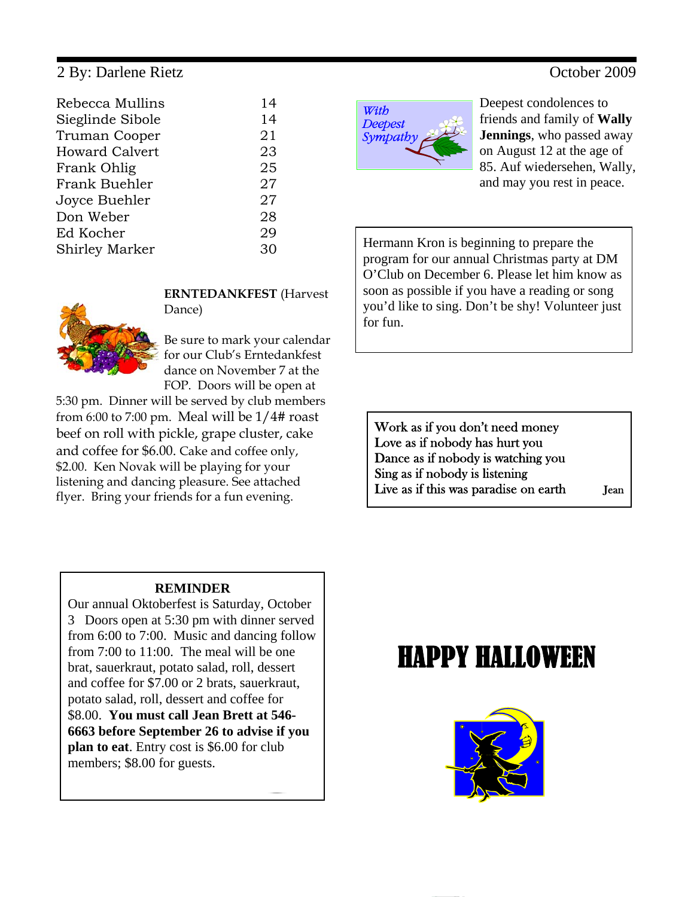| | |
|---|---|
| Rebecca Mullins | 14 |
| Sieglinde Sibole | 14 |
| Truman Cooper | 21 |
| Howard Calvert | 23 |
| Frank Ohlig | 25 |
| Frank Buehler | 27 |
| Joyce Buehler | 27 |
| Don Weber | 28 |
| Ed Kocher | 29 |
| Shirley Marker | 30 |

**ERNTEDANKFEST** (Harvest Dance)

Be sure to mark your calendar for our Club's Erntedankfest dance on November 7 at the FOP. Doors will be open at 5:30 pm. Dinner will be served by club members from 6:00 to 7:00 pm. Meal will be 1/4# roast beef on roll with pickle, grape cluster, cake and coffee for $6.00. Cake and coffee only, $2.00. Ken Novak will be playing for your listening and dancing pleasure. See attached flyer. Bring your friends for a fun evening.

**REMINDER**

Our annual Oktoberfest is Saturday, October 3 Doors open at 5:30 pm with dinner served from 6:00 to 7:00. Music and dancing follow from 7:00 to 11:00. The meal will be one brat, sauerkraut, potato salad, roll, dessert and coffee for $7.00 or 2 brats, sauerkraut, potato salad, roll, dessert and coffee for $8.00. **You must call Jean Brett at 546-6663 before September 26 to advise if you plan to eat**. Entry cost is $6.00 for club members; $8.00 for guests.

*With Deepest Sympathy*

Deepest condolences to friends and family of **Wally Jennings**, who passed away on August 12 at the age of 85. Auf wiedersehen, Wally, and may you rest in peace.

Hermann Kron is beginning to prepare the program for our annual Christmas party at DM O'Club on December 6. Please let him know as soon as possible if you have a reading or song you'd like to sing. Don't be shy! Volunteer just for fun.

Work as if you don't need money
Love as if nobody has hurt you
Dance as if nobody is watching you
Sing as if nobody is listening
Live as if this was paradise on earth

Jean

# HAPPY HALLOWEEN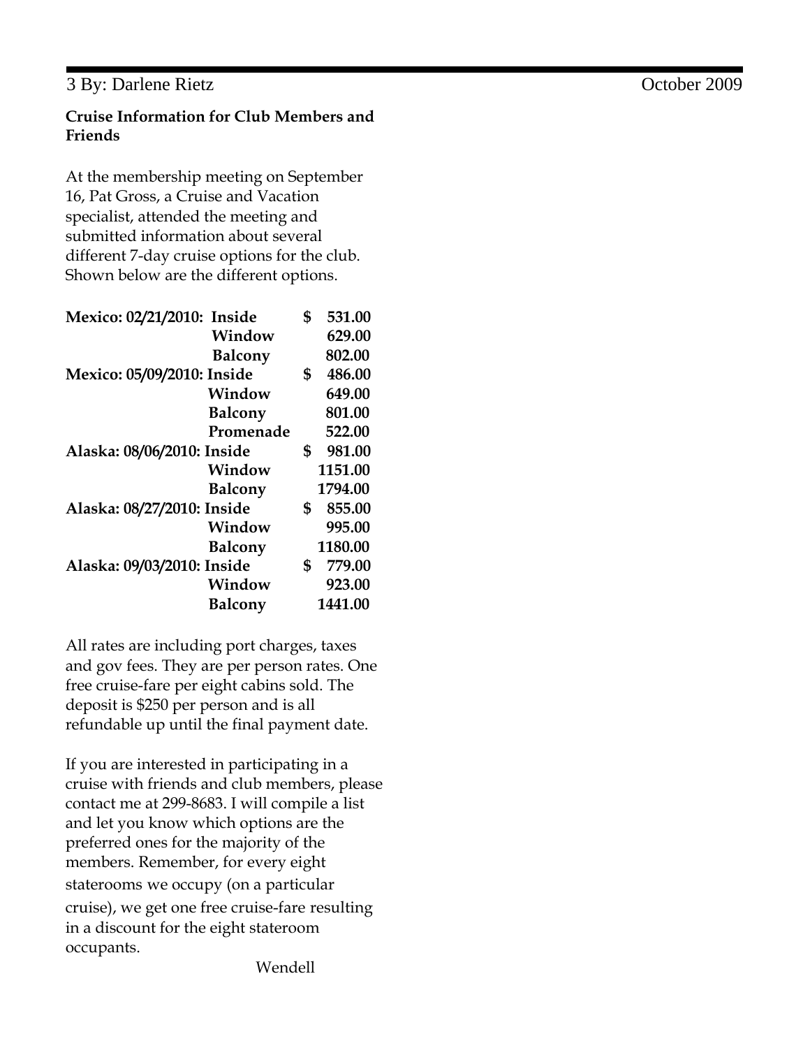**Cruise Information for Club Members and Friends**

At the membership meeting on September 16, Pat Gross, a Cruise and Vacation specialist, attended the meeting and submitted information about several different 7-day cruise options for the club. Shown below are the different options.

| | | | |
|---|---|---|---|
| **Mexico: 02/21/2010:** | **Inside** | **$** | **531.00** |
| | **Window** | | **629.00** |
| | **Balcony** | | **802.00** |
| **Mexico: 05/09/2010:** | **Inside** | **$** | **486.00** |
| | **Window** | | **649.00** |
| | **Balcony** | | **801.00** |
| | **Promenade** | | **522.00** |
| **Alaska: 08/06/2010:** | **Inside** | **$** | **981.00** |
| | **Window** | | **1151.00** |
| | **Balcony** | | **1794.00** |
| **Alaska: 08/27/2010:** | **Inside** | **$** | **855.00** |
| | **Window** | | **995.00** |
| | **Balcony** | | **1180.00** |
| **Alaska: 09/03/2010:** | **Inside** | **$** | **779.00** |
| | **Window** | | **923.00** |
| | **Balcony** | | **1441.00** |

All rates are including port charges, taxes and gov fees. They are per person rates. One free cruise-fare per eight cabins sold. The deposit is $250 per person and is all refundable up until the final payment date.

If you are interested in participating in a cruise with friends and club members, please contact me at 299-8683. I will compile a list and let you know which options are the preferred ones for the majority of the members. Remember, for every eight staterooms we occupy (on a particular cruise), we get one free cruise-fare resulting in a discount for the eight stateroom occupants.

Wendell